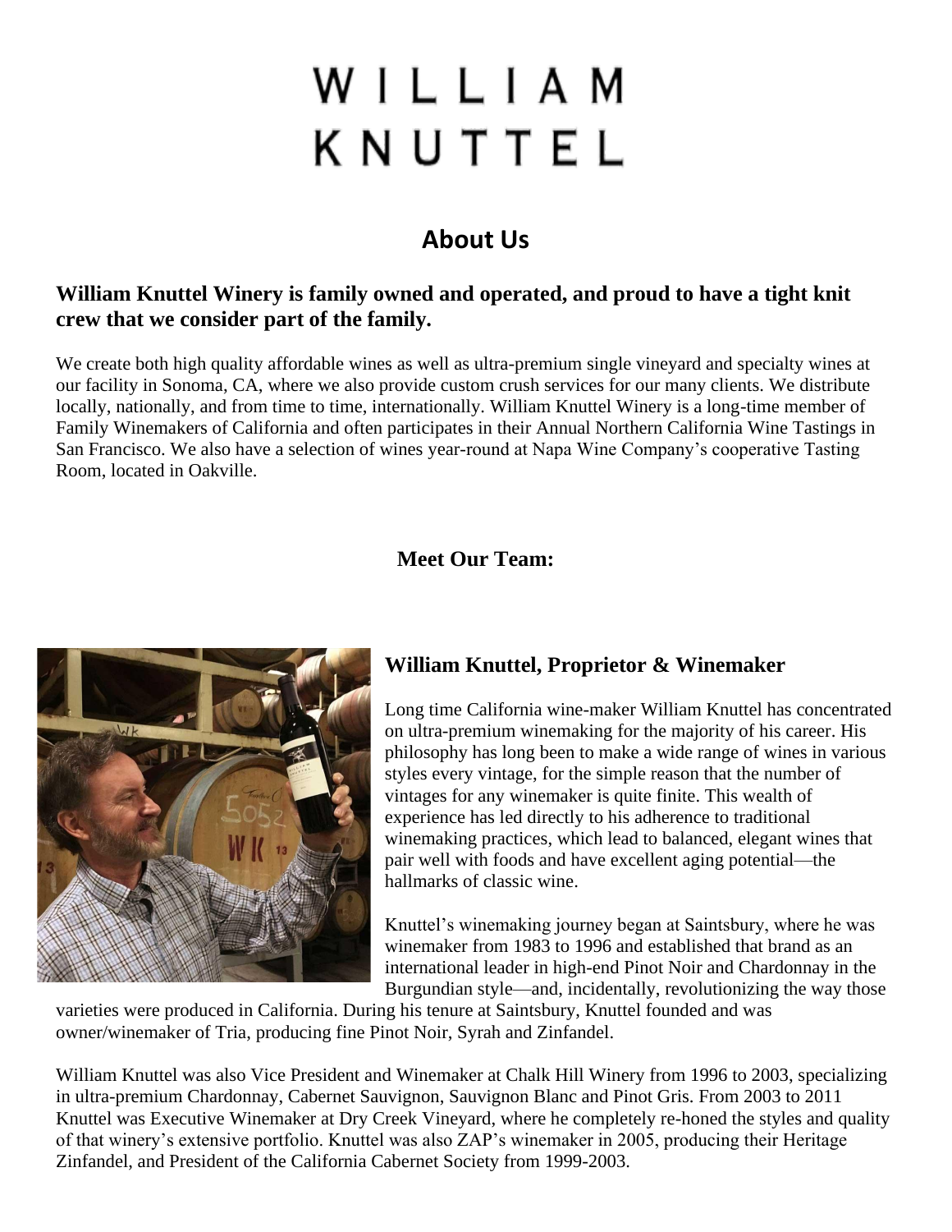# WILLIAM KNUTTEL

## About Us

### William Knuttel Winery is family owned and operated, and proud to have a tight knit crew that we consider part of the family.

We create both high quality affordable wines as well as ultra-premium single vineyard and specialty wines at our facility in Sonoma, CA, where we also provide custom crush services for our many clients. We distribute locally, nationally, and from time to time, internationally. William Knuttel Winery is a long-time member of Family Winemakers of California and often participates in their Annual Northern California Wine Tastings in San Francisco. We also have a selection of wines year-round at Napa Wine Company's cooperative Tasting Room, located in Oakville.

### Meet Our Team:

### William Knuttel, Proprietor & Winemaker

Long time California wine-maker William Knuttel has concentrated on ultra-premium winemaking for the majority of his career. His philosophy has long been to make a wide range of wines in various styles every vintage, for the simple reason that the number of vintages for any winemaker is quite finite. This wealth of experience has led directly to his adherence to traditional winemaking practices, which lead to balanced, elegant wines that pair well with foods and have excellent aging potential—the hallmarks of classic wine.

Knuttel's winemaking journey began at Saintsbury, where he was winemaker from 1983 to 1996 and established that brand as an international leader in high-end Pinot Noir and Chardonnay in the Burgundian style—and, incidentally, revolutionizing the way those varieties were produced in California. During his tenure at Saintsbury, Knuttel founded and was owner/winemaker of Tria, producing fine Pinot Noir, Syrah and Zinfandel.

William Knuttel was also Vice President and Winemaker at Chalk Hill Winery from 1996 to 2003, specializing in ultra-premium Chardonnay, Cabernet Sauvignon, Sauvignon Blanc and Pinot Gris. From 2003 to 2011 Knuttel was Executive Winemaker at Dry Creek Vineyard, where he completely re-honed the styles and quality of that winery's extensive portfolio. Knuttel was also ZAP's winemaker in 2005, producing their Heritage Zinfandel, and President of the California Cabernet Society from 1999-2003.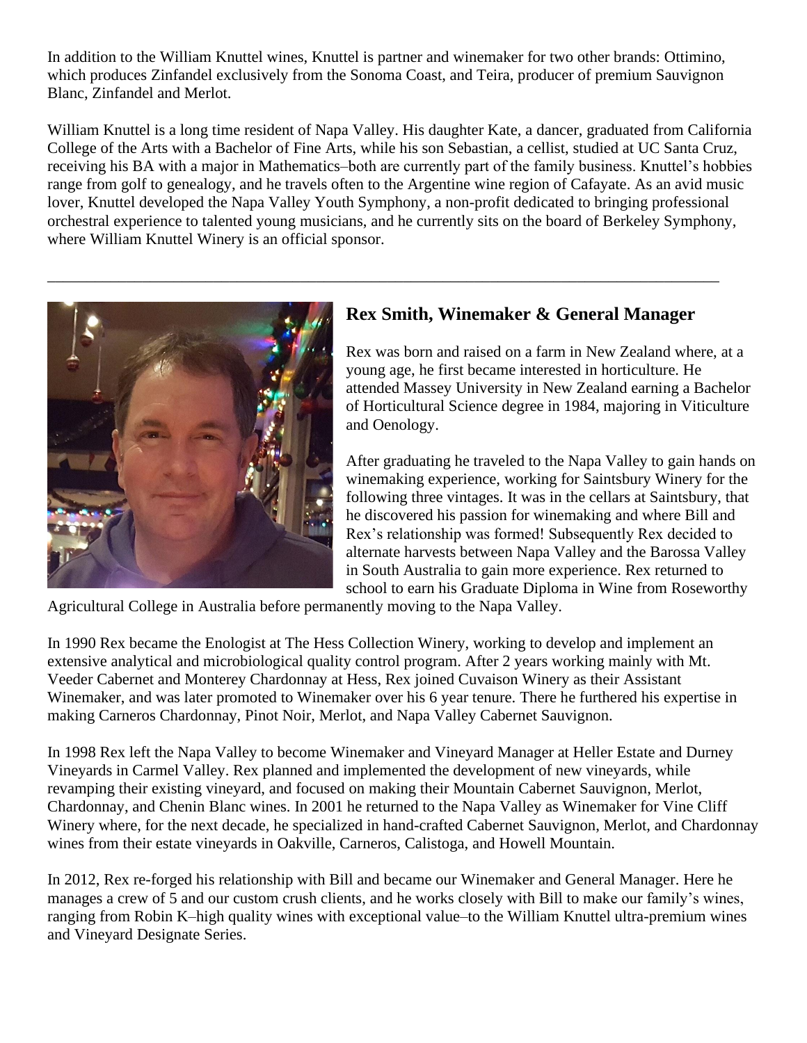In addition to the William Knuttel wines, Knuttel is partner and winemaker for two other brands: Ottimino, which produces Zinfandel exclusively from the Sonoma Coast, and Teira, producer of premium Sauvignon Blanc, Zinfandel and Merlot.

William Knuttel is a long time resident of Napa Valley. His daughter Kate, a dancer, graduated from California College of the Arts with a Bachelor of Fine Arts, while his son Sebastian, a cellist, studied at UC Santa Cruz, receiving his BA with a major in Mathematics–both are currently part of the family business. Knuttel's hobbies range from golf to genealogy, and he travels often to the Argentine wine region of Cafayate. As an avid music lover, Knuttel developed the Napa Valley Youth Symphony, a non-profit dedicated to bringing professional orchestral experience to talented young musicians, and he currently sits on the board of Berkeley Symphony, where William Knuttel Winery is an official sponsor.

---

## Rex Smith, Winemaker & General Manager

Rex was born and raised on a farm in New Zealand where, at a young age, he first became interested in horticulture. He attended Massey University in New Zealand earning a Bachelor of Horticultural Science degree in 1984, majoring in Viticulture and Oenology.

After graduating he traveled to the Napa Valley to gain hands on winemaking experience, working for Saintsbury Winery for the following three vintages. It was in the cellars at Saintsbury, that he discovered his passion for winemaking and where Bill and Rex's relationship was formed! Subsequently Rex decided to alternate harvests between Napa Valley and the Barossa Valley in South Australia to gain more experience. Rex returned to school to earn his Graduate Diploma in Wine from Roseworthy Agricultural College in Australia before permanently moving to the Napa Valley.

In 1990 Rex became the Enologist at The Hess Collection Winery, working to develop and implement an extensive analytical and microbiological quality control program. After 2 years working mainly with Mt. Veeder Cabernet and Monterey Chardonnay at Hess, Rex joined Cuvaison Winery as their Assistant Winemaker, and was later promoted to Winemaker over his 6 year tenure. There he furthered his expertise in making Carneros Chardonnay, Pinot Noir, Merlot, and Napa Valley Cabernet Sauvignon.

In 1998 Rex left the Napa Valley to become Winemaker and Vineyard Manager at Heller Estate and Durney Vineyards in Carmel Valley. Rex planned and implemented the development of new vineyards, while revamping their existing vineyard, and focused on making their Mountain Cabernet Sauvignon, Merlot, Chardonnay, and Chenin Blanc wines. In 2001 he returned to the Napa Valley as Winemaker for Vine Cliff Winery where, for the next decade, he specialized in hand-crafted Cabernet Sauvignon, Merlot, and Chardonnay wines from their estate vineyards in Oakville, Carneros, Calistoga, and Howell Mountain.

In 2012, Rex re-forged his relationship with Bill and became our Winemaker and General Manager. Here he manages a crew of 5 and our custom crush clients, and he works closely with Bill to make our family's wines, ranging from Robin K–high quality wines with exceptional value–to the William Knuttel ultra-premium wines and Vineyard Designate Series.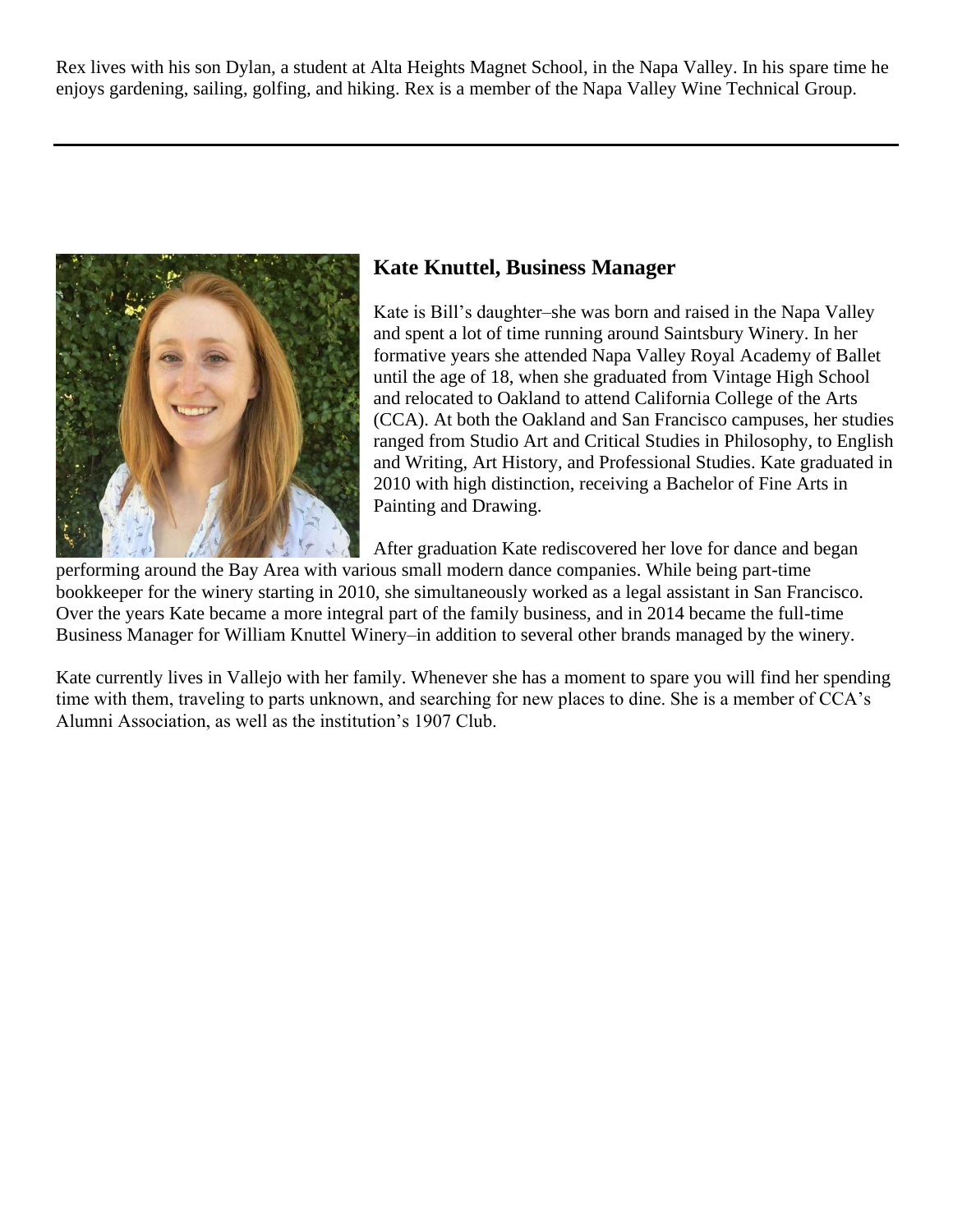Rex lives with his son Dylan, a student at Alta Heights Magnet School, in the Napa Valley. In his spare time he enjoys gardening, sailing, golfing, and hiking. Rex is a member of the Napa Valley Wine Technical Group.

---

## Kate Knuttel, Business Manager

Kate is Bill's daughter–she was born and raised in the Napa Valley and spent a lot of time running around Saintsbury Winery. In her formative years she attended Napa Valley Royal Academy of Ballet until the age of 18, when she graduated from Vintage High School and relocated to Oakland to attend California College of the Arts (CCA). At both the Oakland and San Francisco campuses, her studies ranged from Studio Art and Critical Studies in Philosophy, to English and Writing, Art History, and Professional Studies. Kate graduated in 2010 with high distinction, receiving a Bachelor of Fine Arts in Painting and Drawing.

After graduation Kate rediscovered her love for dance and began performing around the Bay Area with various small modern dance companies. While being part-time bookkeeper for the winery starting in 2010, she simultaneously worked as a legal assistant in San Francisco. Over the years Kate became a more integral part of the family business, and in 2014 became the full-time Business Manager for William Knuttel Winery–in addition to several other brands managed by the winery.

Kate currently lives in Vallejo with her family. Whenever she has a moment to spare you will find her spending time with them, traveling to parts unknown, and searching for new places to dine. She is a member of CCA's Alumni Association, as well as the institution's 1907 Club.